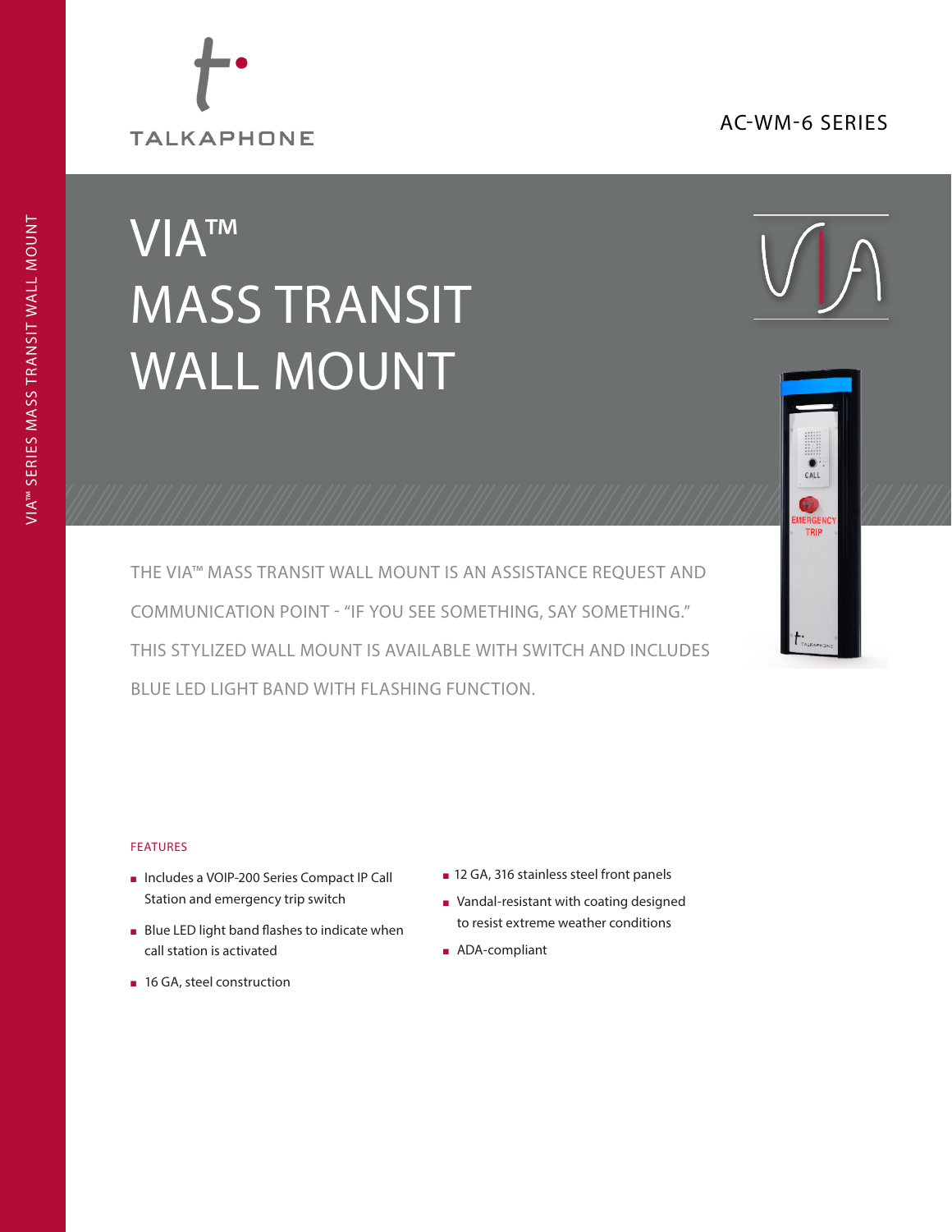TALKAPHONE

AC-WM-6 SERIES

# VIA™ MASS TRANSIT WALL MOUNT

THE VIA™ MASS TRANSIT WALL MOUNT IS AN ASSISTANCE REQUEST AND COMMUNICATION POINT - "IF YOU SEE SOMETHING, SAY SOMETHING." THIS STYLIZED WALL MOUNT IS AVAILABLE WITH SWITCH AND INCLUDES BLUE LED LIGHT BAND WITH FLASHING FUNCTION.

## FEATURES

- Includes a VOIP-200 Series Compact IP Call Station and emergency trip switch
- Blue LED light band flashes to indicate when call station is activated
- 16 GA, steel construction
- 12 GA, 316 stainless steel front panels
- Vandal-resistant with coating designed to resist extreme weather conditions
- ADA-compliant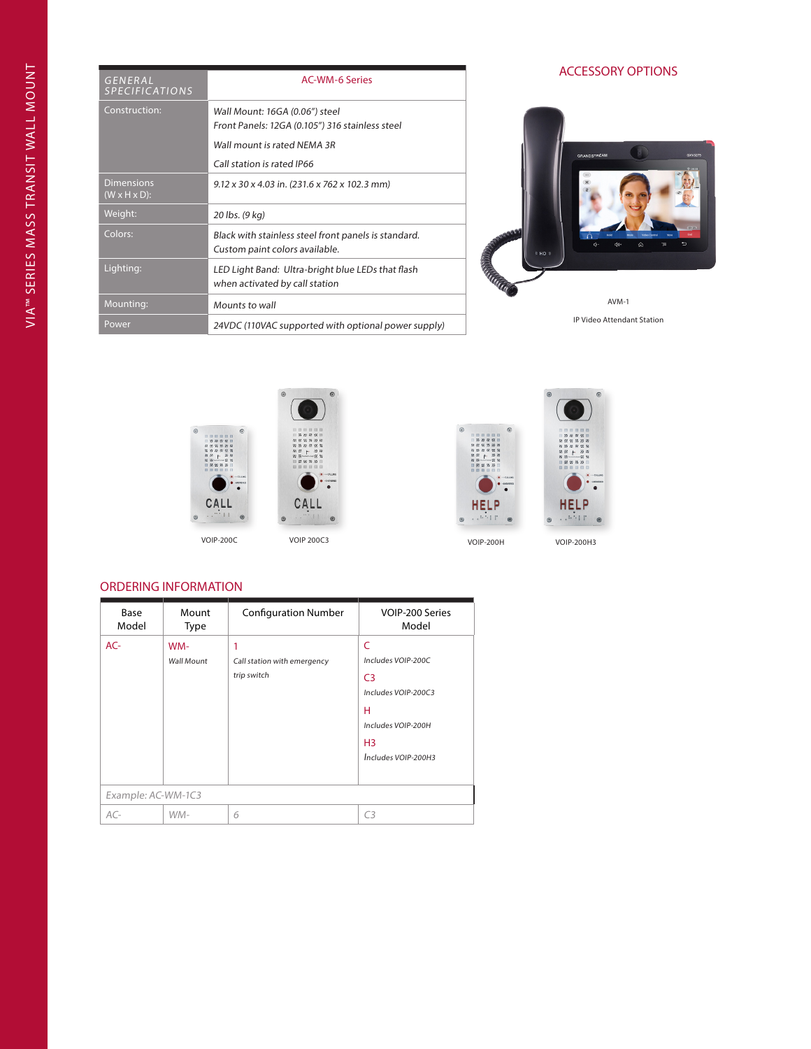| GENERAL SPECIFICATIONS | AC-WM-6 Series |
|---|---|
| Construction: | *Wall Mount: 16GA (0.06") steel*<br>*Front Panels: 12GA (0.105") 316 stainless steel*<br>*Wall mount is rated NEMA 3R*<br>*Call station is rated IP66* |
| Dimensions (W x H x D): | *9.12 x 30 x 4.03 in. (231.6 x 762 x 102.3 mm)* |
| Weight: | *20 lbs. (9 kg)* |
| Colors: | *Black with stainless steel front panels is standard. Custom paint colors available.* |
| Lighting: | *LED Light Band: Ultra-bright blue LEDs that flash when activated by call station* |
| Mounting: | *Mounts to wall* |
| Power | *24VDC (110VAC supported with optional power supply)* |

## ACCESSORY OPTIONS

AVM-1

IP Video Attendant Station

VOIP-200C

VOIP 200C3

VOIP-200H

VOIP-200H3

## ORDERING INFORMATION

| Base Model | Mount Type | Configuration Number | VOIP-200 Series Model |
|---|---|---|---|
| AC- | WM-<br>*Wall Mount* | 1<br>*Call station with emergency trip switch* | C<br>*Includes VOIP-200C*<br>C3<br>*Includes VOIP-200C3*<br>H<br>*Includes VOIP-200H*<br>H3<br>*Includes VOIP-200H3* |
| *Example: AC-WM-1C3* | | | |
| *AC-* | *WM-* | *6* | *C3* |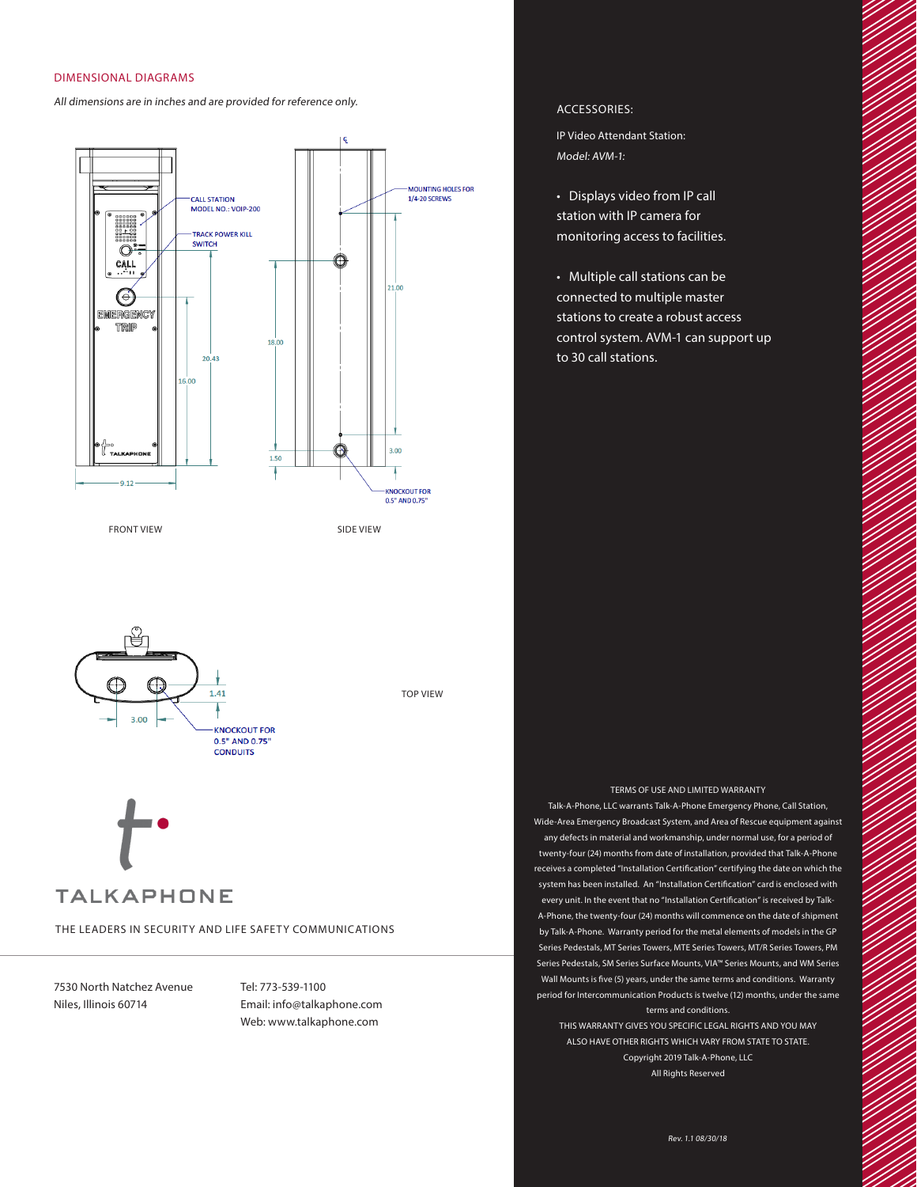## DIMENSIONAL DIAGRAMS

*All dimensions are in inches and are provided for reference only.*

CALL STATION MODEL NO.: VOIP-200

TRACK POWER KILL SWITCH

MOUNTING HOLES FOR 1/4-20 SCREWS

21.00

18.00

20.43

16.00

1.50

3.00

9.12

KNOCKOUT FOR 0.5" AND 0.75"

FRONT VIEW

SIDE VIEW

1.41

3.00

KNOCKOUT FOR 0.5" AND 0.75" CONDUITS

TOP VIEW

TALKAPHONE

THE LEADERS IN SECURITY AND LIFE SAFETY COMMUNICATIONS

7530 North Natchez Avenue
Niles, Illinois 60714

Tel: 773-539-1100
Email: info@talkaphone.com
Web: www.talkaphone.com

## ACCESSORIES:

IP Video Attendant Station:
*Model: AVM-1:*

- Displays video from IP call station with IP camera for monitoring access to facilities.
- Multiple call stations can be connected to multiple master stations to create a robust access control system. AVM-1 can support up to 30 call stations.

TERMS OF USE AND LIMITED WARRANTY

Talk-A-Phone, LLC warrants Talk-A-Phone Emergency Phone, Call Station, Wide-Area Emergency Broadcast System, and Area of Rescue equipment against any defects in material and workmanship, under normal use, for a period of twenty-four (24) months from date of installation, provided that Talk-A-Phone receives a completed "Installation Certification" certifying the date on which the system has been installed. An "Installation Certification" card is enclosed with every unit. In the event that no "Installation Certification" is received by Talk-A-Phone, the twenty-four (24) months will commence on the date of shipment by Talk-A-Phone. Warranty period for the metal elements of models in the GP Series Pedestals, MT Series Towers, MTE Series Towers, MT/R Series Towers, PM Series Pedestals, SM Series Surface Mounts, VIA™ Series Mounts, and WM Series Wall Mounts is five (5) years, under the same terms and conditions. Warranty period for Intercommunication Products is twelve (12) months, under the same terms and conditions.

THIS WARRANTY GIVES YOU SPECIFIC LEGAL RIGHTS AND YOU MAY ALSO HAVE OTHER RIGHTS WHICH VARY FROM STATE TO STATE.

Copyright 2019 Talk-A-Phone, LLC

All Rights Reserved

*Rev. 1.1 08/30/18*